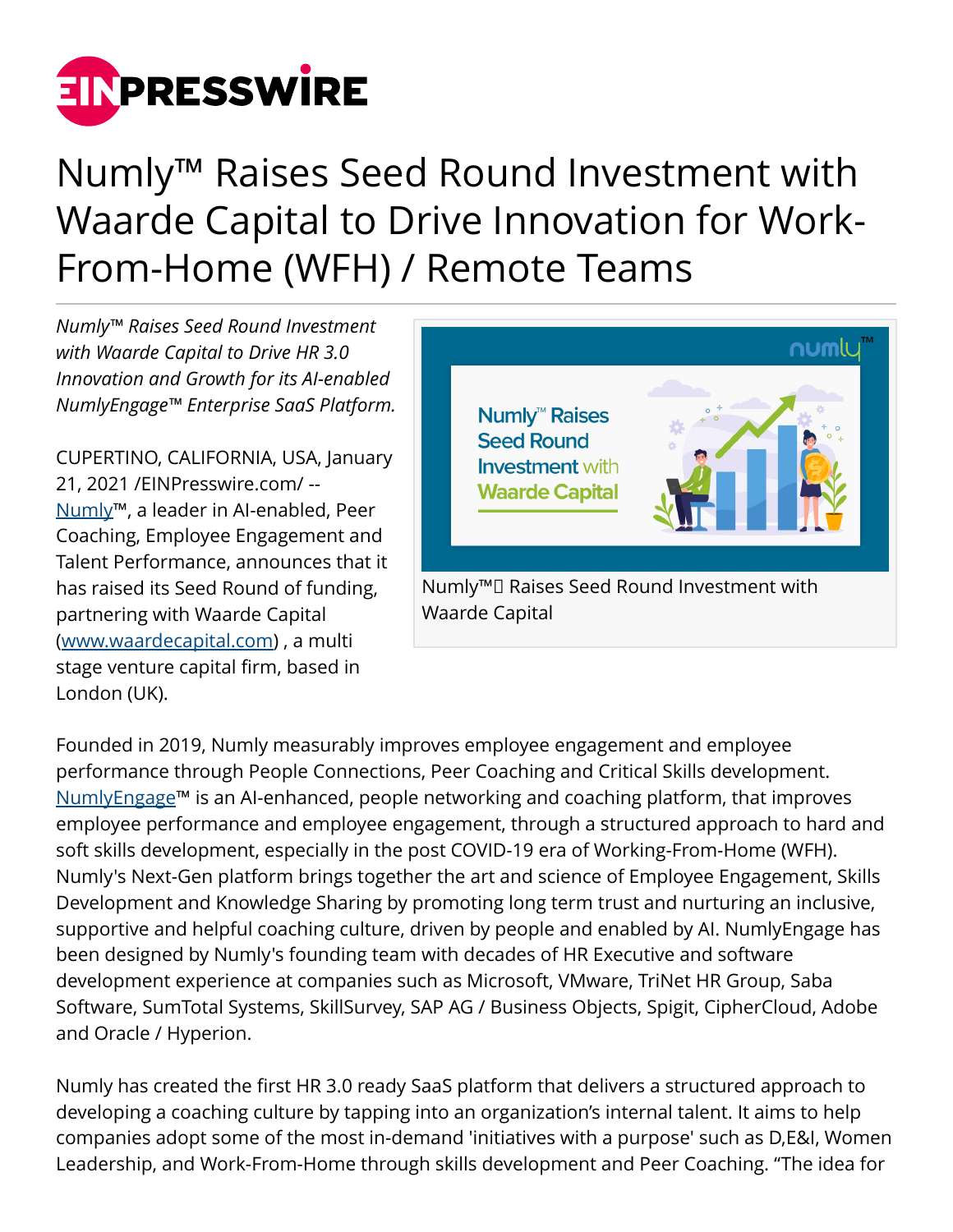# Numly™ Raises Seed Round Investment with Waarde Capital to Drive Innovation for Work-From-Home (WFH) / Remote Teams

*Numly™ Raises Seed Round Investment with Waarde Capital to Drive HR 3.0 Innovation and Growth for its AI-enabled NumlyEngage™ Enterprise SaaS Platform.*

CUPERTINO, CALIFORNIA, USA, January 21, 2021 /EINPresswire.com/ -- Numly™, a leader in AI-enabled, Peer Coaching, Employee Engagement and Talent Performance, announces that it has raised its Seed Round of funding, partnering with Waarde Capital (www.waardecapital.com) , a multi stage venture capital firm, based in London (UK).

Numly™ Raises Seed Round Investment with Waarde Capital

Founded in 2019, Numly measurably improves employee engagement and employee performance through People Connections, Peer Coaching and Critical Skills development. NumlyEngage™ is an AI-enhanced, people networking and coaching platform, that improves employee performance and employee engagement, through a structured approach to hard and soft skills development, especially in the post COVID-19 era of Working-From-Home (WFH). Numly's Next-Gen platform brings together the art and science of Employee Engagement, Skills Development and Knowledge Sharing by promoting long term trust and nurturing an inclusive, supportive and helpful coaching culture, driven by people and enabled by AI. NumlyEngage has been designed by Numly's founding team with decades of HR Executive and software development experience at companies such as Microsoft, VMware, TriNet HR Group, Saba Software, SumTotal Systems, SkillSurvey, SAP AG / Business Objects, Spigit, CipherCloud, Adobe and Oracle / Hyperion.

Numly has created the first HR 3.0 ready SaaS platform that delivers a structured approach to developing a coaching culture by tapping into an organization's internal talent. It aims to help companies adopt some of the most in-demand 'initiatives with a purpose' such as D,E&I, Women Leadership, and Work-From-Home through skills development and Peer Coaching. "The idea for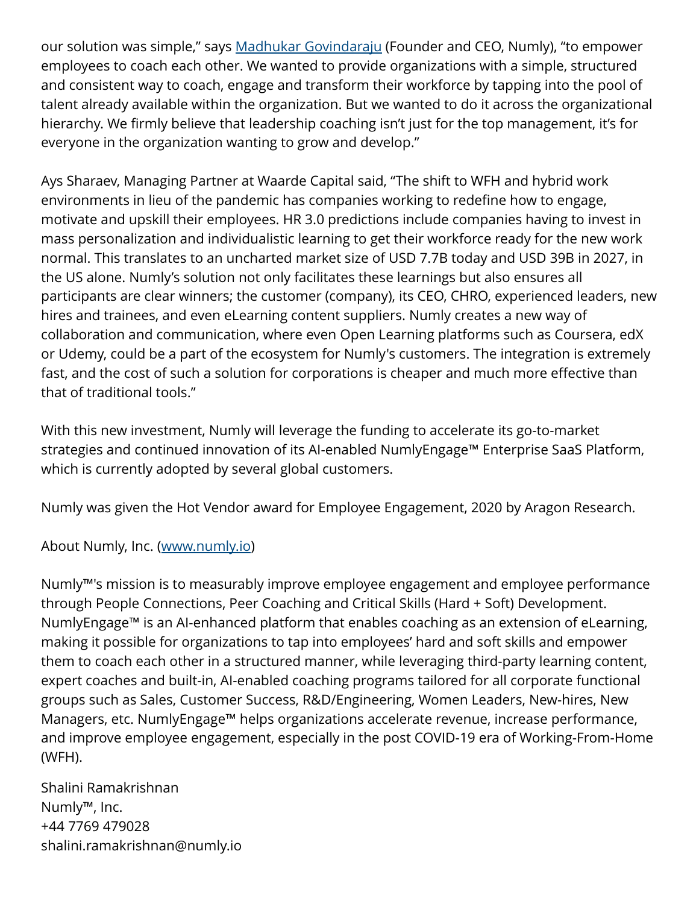our solution was simple," says [Madhukar Govindaraju](Madhukar Govindaraju) (Founder and CEO, Numly), "to empower employees to coach each other. We wanted to provide organizations with a simple, structured and consistent way to coach, engage and transform their workforce by tapping into the pool of talent already available within the organization. But we wanted to do it across the organizational hierarchy. We firmly believe that leadership coaching isn't just for the top management, it's for everyone in the organization wanting to grow and develop."

Ays Sharaev, Managing Partner at Waarde Capital said, "The shift to WFH and hybrid work environments in lieu of the pandemic has companies working to redefine how to engage, motivate and upskill their employees. HR 3.0 predictions include companies having to invest in mass personalization and individualistic learning to get their workforce ready for the new work normal. This translates to an uncharted market size of USD 7.7B today and USD 39B in 2027, in the US alone. Numly's solution not only facilitates these learnings but also ensures all participants are clear winners; the customer (company), its CEO, CHRO, experienced leaders, new hires and trainees, and even eLearning content suppliers. Numly creates a new way of collaboration and communication, where even Open Learning platforms such as Coursera, edX or Udemy, could be a part of the ecosystem for Numly's customers. The integration is extremely fast, and the cost of such a solution for corporations is cheaper and much more effective than that of traditional tools."

With this new investment, Numly will leverage the funding to accelerate its go-to-market strategies and continued innovation of its AI-enabled NumlyEngage™ Enterprise SaaS Platform, which is currently adopted by several global customers.

Numly was given the Hot Vendor award for Employee Engagement, 2020 by Aragon Research.

About Numly, Inc. ([www.numly.io](www.numly.io))

Numly™'s mission is to measurably improve employee engagement and employee performance through People Connections, Peer Coaching and Critical Skills (Hard + Soft) Development. NumlyEngage™ is an AI-enhanced platform that enables coaching as an extension of eLearning, making it possible for organizations to tap into employees' hard and soft skills and empower them to coach each other in a structured manner, while leveraging third-party learning content, expert coaches and built-in, AI-enabled coaching programs tailored for all corporate functional groups such as Sales, Customer Success, R&D/Engineering, Women Leaders, New-hires, New Managers, etc. NumlyEngage™ helps organizations accelerate revenue, increase performance, and improve employee engagement, especially in the post COVID-19 era of Working-From-Home (WFH).

Shalini Ramakrishnan
Numly™, Inc.
+44 7769 479028
shalini.ramakrishnan@numly.io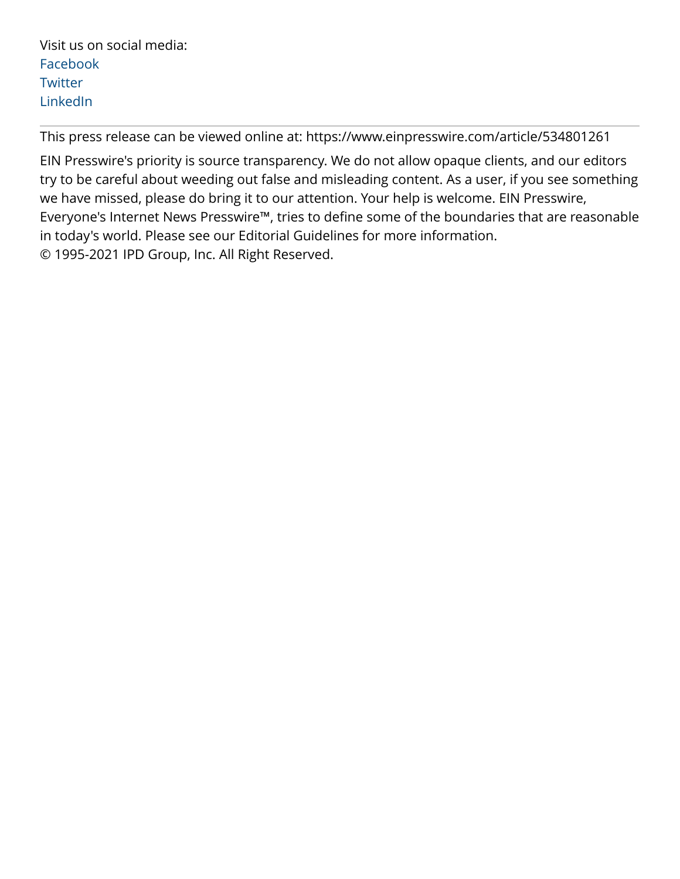Visit us on social media:
Facebook
Twitter
LinkedIn

---

This press release can be viewed online at: https://www.einpresswire.com/article/534801261

EIN Presswire's priority is source transparency. We do not allow opaque clients, and our editors try to be careful about weeding out false and misleading content. As a user, if you see something we have missed, please do bring it to our attention. Your help is welcome. EIN Presswire, Everyone's Internet News Presswire™, tries to define some of the boundaries that are reasonable in today's world. Please see our Editorial Guidelines for more information.
© 1995-2021 IPD Group, Inc. All Right Reserved.